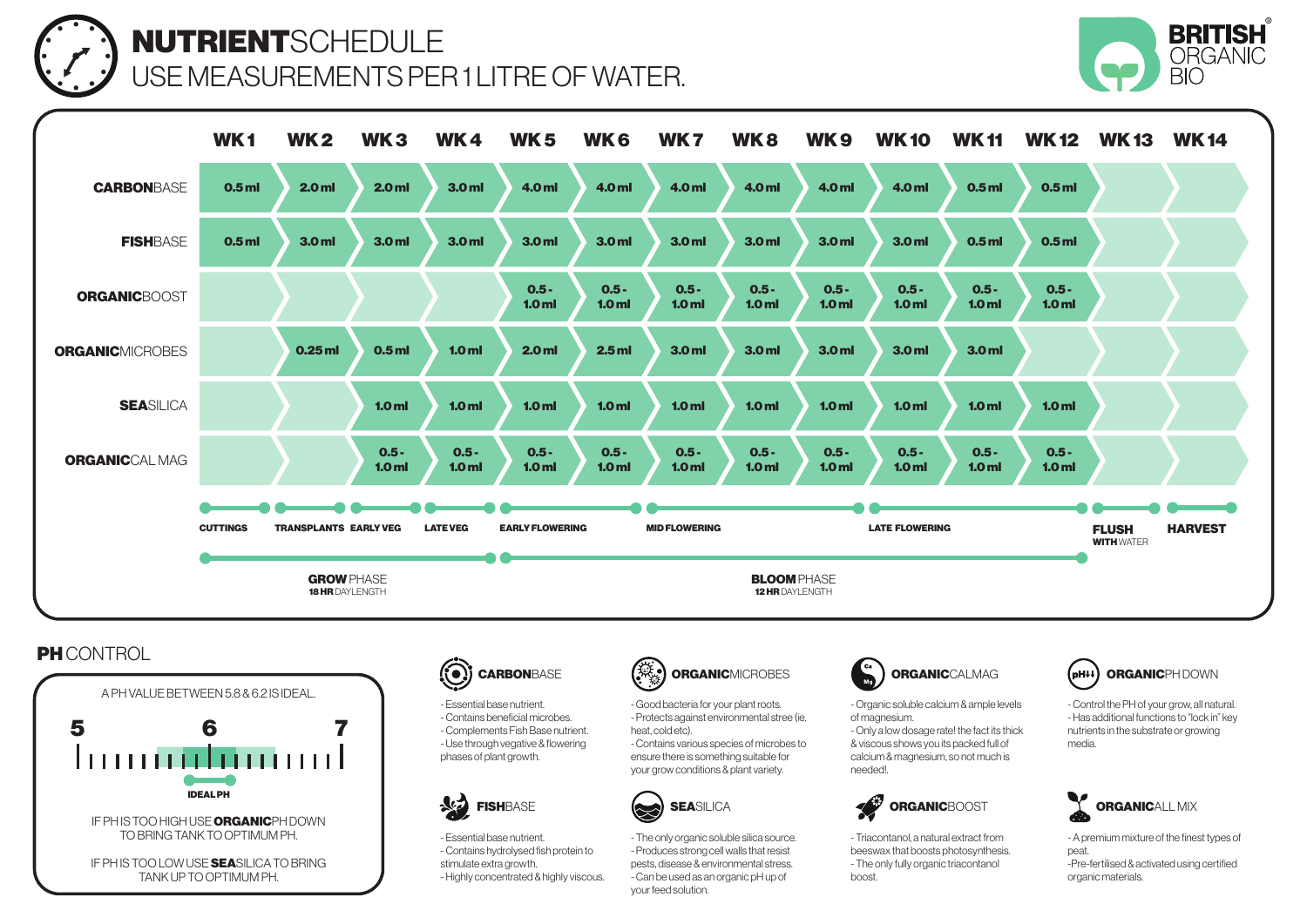# **NUTRIENT**SCHEDULE

USE MEASUREMENTS PER 1 LITRE OF WATER.

**BRITISH** ORGANIC BIO

| | WK 1 | WK 2 | WK 3 | WK 4 | WK 5 | WK 6 | WK 7 | WK 8 | WK 9 | WK 10 | WK 11 | WK 12 | WK 13 | WK 14 |
|---|---|---|---|---|---|---|---|---|---|---|---|---|---|---|
| **CARBON**BASE | 0.5 ml | 2.0 ml | 2.0 ml | 3.0 ml | 4.0 ml | 4.0 ml | 4.0 ml | 4.0 ml | 4.0 ml | 4.0 ml | 0.5 ml | 0.5 ml | | |
| **FISH**BASE | 0.5 ml | 3.0 ml | 3.0 ml | 3.0 ml | 3.0 ml | 3.0 ml | 3.0 ml | 3.0 ml | 3.0 ml | 3.0 ml | 0.5 ml | 0.5 ml | | |
| **ORGANIC**BOOST | | | | | 0.5 - 1.0 ml | 0.5 - 1.0 ml | 0.5 - 1.0 ml | 0.5 - 1.0 ml | 0.5 - 1.0 ml | 0.5 - 1.0 ml | 0.5 - 1.0 ml | 0.5 - 1.0 ml | | |
| **ORGANIC**MICROBES | | 0.25 ml | 0.5 ml | 1.0 ml | 2.0 ml | 2.5 ml | 3.0 ml | 3.0 ml | 3.0 ml | 3.0 ml | 3.0 ml | | | |
| **SEA**SILICA | | | 1.0 ml | 1.0 ml | 1.0 ml | 1.0 ml | 1.0 ml | 1.0 ml | 1.0 ml | 1.0 ml | 1.0 ml | 1.0 ml | | |
| **ORGANIC**CAL MAG | | | 0.5 - 1.0 ml | 0.5 - 1.0 ml | 0.5 - 1.0 ml | 0.5 - 1.0 ml | 0.5 - 1.0 ml | 0.5 - 1.0 ml | 0.5 - 1.0 ml | 0.5 - 1.0 ml | 0.5 - 1.0 ml | 0.5 - 1.0 ml | | |
| | CUTTINGS | TRANSPLANTS | EARLY VEG | LATE VEG | EARLY FLOWERING | | MID FLOWERING | | | LATE FLOWERING | | | FLUSH WITH WATER | HARVEST |
| | **GROW** PHASE – **18 HR** DAYLENGTH | | | | **BLOOM** PHASE – **12 HR** DAYLENGTH | | | | | | | | | |

## **PH** CONTROL

A PH VALUE BETWEEN 5.8 & 6.2 IS IDEAL.

5 — 6 — 7

IDEAL PH

IF PH IS TOO HIGH USE **ORGANIC**PH DOWN TO BRING TANK TO OPTIMUM PH.

IF PH IS TOO LOW USE **SEA**SILICA TO BRING TANK UP TO OPTIMUM PH.

### **CARBON**BASE

- Essential base nutrient.
- Contains beneficial microbes.
- Complements Fish Base nutrient.
- Use through vegetive & flowering phases of plant growth.

### **FISH**BASE

- Essential base nutrient.
- Contains hydrolysed fish protein to stimulate extra growth.
- Highly concentrated & highly viscous.

### **ORGANIC**MICROBES

- Good bacteria for your plant roots.
- Protects against environmental stree (ie. heat, cold etc).
- Contains various species of microbes to ensure there is something suitable for your grow conditions & plant variety.

### **SEA**SILICA

- The only organic soluble silica source.
- Produces strong cell walls that resist pests, disease & environmental stress.
- Can be used as an organic pH up of your feed solution.

### **ORGANIC**CALMAG

- Organic soluble calcium & ample levels of magnesium.
- Only a low dosage rate! the fact its thick & viscous shows you its packed full of calcium & magnesium, so not much is needed!.

### **ORGANIC**BOOST

- Triacontanol, a natural extract from beeswax that boosts photosynthesis.
- The only fully organic triacontanol boost.

### **ORGANIC**PH DOWN

- Control the PH of your grow, all natural.
- Has additional functions to "lock in" key nutrients in the substrate or growing media.

### **ORGANIC**ALL MIX

- A premium mixture of the finest types of peat.
-Pre-fertilised & activated using certified organic materials.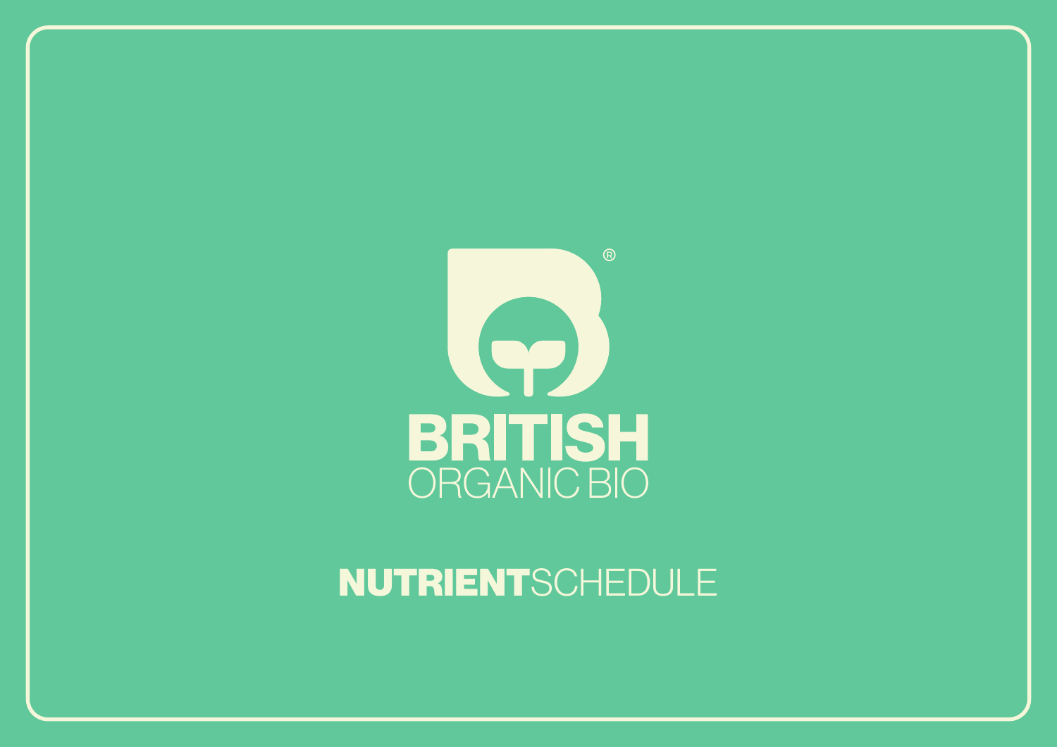BRITISH

ORGANIC BIO

**NUTRIENT**SCHEDULE